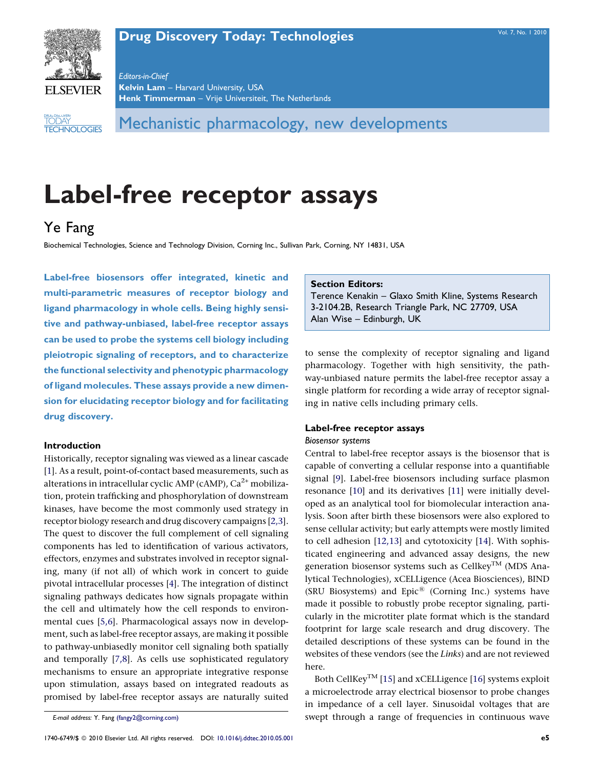# Label-free receptor assays

Ye Fang

Biochemical Technologies, Science and Technology Division, Corning Inc., Sullivan Park, Corning, NY 14831, USA

**Label-free biosensors offer integrated, kinetic and multi-parametric measures of receptor biology and ligand pharmacology in whole cells. Being highly sensitive and pathway-unbiased, label-free receptor assays can be used to probe the systems cell biology including pleiotropic signaling of receptors, and to characterize the functional selectivity and phenotypic pharmacology of ligand molecules. These assays provide a new dimension for elucidating receptor biology and for facilitating drug discovery.**

**Section Editors:**
Terence Kenakin – Glaxo Smith Kline, Systems Research 3-2104.2B, Research Triangle Park, NC 27709, USA
Alan Wise – Edinburgh, UK

## Introduction

Historically, receptor signaling was viewed as a linear cascade [1]. As a result, point-of-contact based measurements, such as alterations in intracellular cyclic AMP (cAMP), $Ca^{2+}$ mobilization, protein trafficking and phosphorylation of downstream kinases, have become the most commonly used strategy in receptor biology research and drug discovery campaigns [2,3]. The quest to discover the full complement of cell signaling components has led to identification of various activators, effectors, enzymes and substrates involved in receptor signaling, many (if not all) of which work in concert to guide pivotal intracellular processes [4]. The integration of distinct signaling pathways dedicates how signals propagate within the cell and ultimately how the cell responds to environmental cues [5,6]. Pharmacological assays now in development, such as label-free receptor assays, are making it possible to pathway-unbiasedly monitor cell signaling both spatially and temporally [7,8]. As cells use sophisticated regulatory mechanisms to ensure an appropriate integrative response upon stimulation, assays based on integrated readouts as promised by label-free receptor assays are naturally suited to sense the complexity of receptor signaling and ligand pharmacology. Together with high sensitivity, the pathway-unbiased nature permits the label-free receptor assay a single platform for recording a wide array of receptor signaling in native cells including primary cells.

## Label-free receptor assays

### Biosensor systems

Central to label-free receptor assays is the biosensor that is capable of converting a cellular response into a quantifiable signal [9]. Label-free biosensors including surface plasmon resonance [10] and its derivatives [11] were initially developed as an analytical tool for biomolecular interaction analysis. Soon after birth these biosensors were also explored to sense cellular activity; but early attempts were mostly limited to cell adhesion [12,13] and cytotoxicity [14]. With sophisticated engineering and advanced assay designs, the new generation biosensor systems such as Cellkey™ (MDS Analytical Technologies), xCELLigence (Acea Biosciences), BIND (SRU Biosystems) and Epic® (Corning Inc.) systems have made it possible to robustly probe receptor signaling, particularly in the microtiter plate format which is the standard footprint for large scale research and drug discovery. The detailed descriptions of these systems can be found in the websites of these vendors (see the *Links*) and are not reviewed here.

Both CellKey™ [15] and xCELLigence [16] systems exploit a microelectrode array electrical biosensor to probe changes in impedance of a cell layer. Sinusoidal voltages that are swept through a range of frequencies in continuous wave

*E-mail address:* Y. Fang (fangy2@corning.com)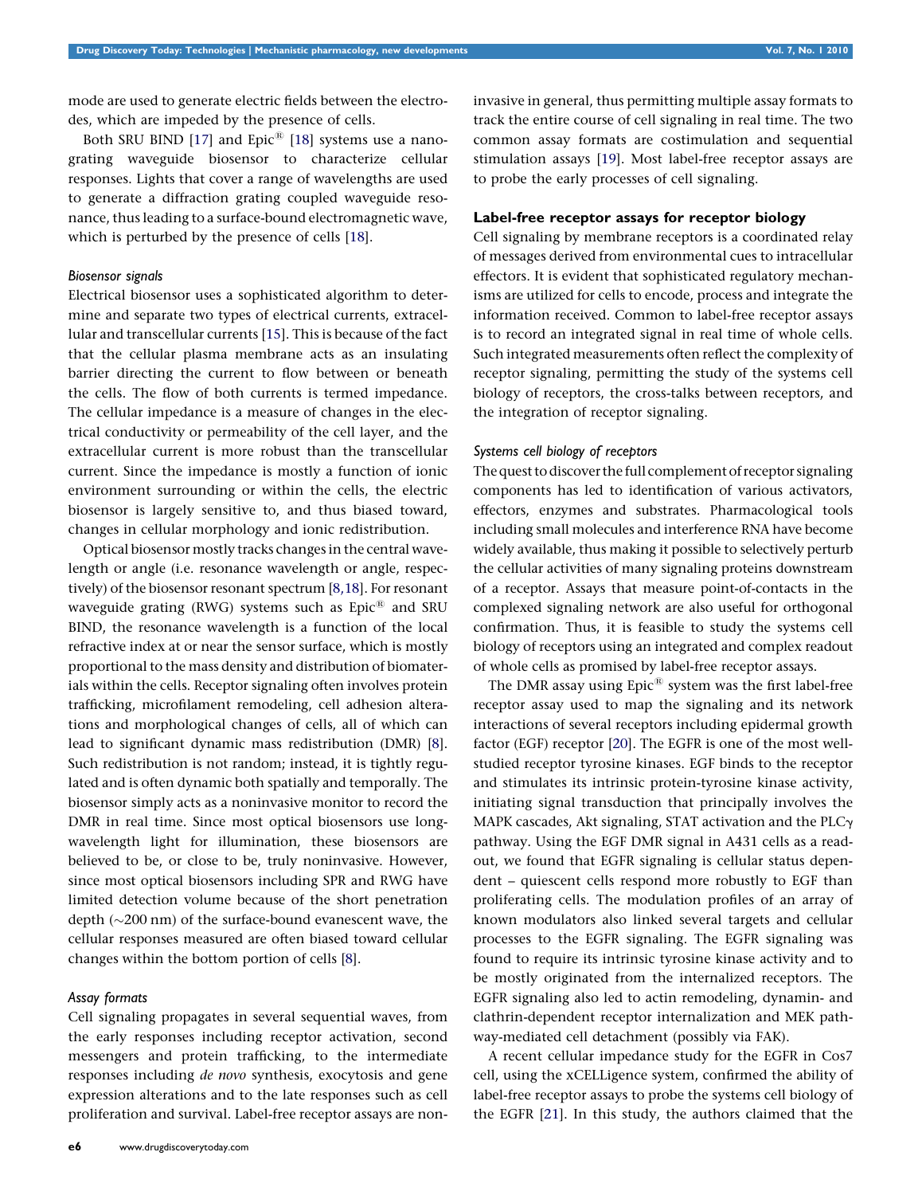mode are used to generate electric fields between the electrodes, which are impeded by the presence of cells.

Both SRU BIND [17] and Epic® [18] systems use a nanograting waveguide biosensor to characterize cellular responses. Lights that cover a range of wavelengths are used to generate a diffraction grating coupled waveguide resonance, thus leading to a surface-bound electromagnetic wave, which is perturbed by the presence of cells [18].

#### *Biosensor signals*

Electrical biosensor uses a sophisticated algorithm to determine and separate two types of electrical currents, extracellular and transcellular currents [15]. This is because of the fact that the cellular plasma membrane acts as an insulating barrier directing the current to flow between or beneath the cells. The flow of both currents is termed impedance. The cellular impedance is a measure of changes in the electrical conductivity or permeability of the cell layer, and the extracellular current is more robust than the transcellular current. Since the impedance is mostly a function of ionic environment surrounding or within the cells, the electric biosensor is largely sensitive to, and thus biased toward, changes in cellular morphology and ionic redistribution.

Optical biosensor mostly tracks changes in the central wavelength or angle (i.e. resonance wavelength or angle, respectively) of the biosensor resonant spectrum [8,18]. For resonant waveguide grating (RWG) systems such as Epic® and SRU BIND, the resonance wavelength is a function of the local refractive index at or near the sensor surface, which is mostly proportional to the mass density and distribution of biomaterials within the cells. Receptor signaling often involves protein trafficking, microfilament remodeling, cell adhesion alterations and morphological changes of cells, all of which can lead to significant dynamic mass redistribution (DMR) [8]. Such redistribution is not random; instead, it is tightly regulated and is often dynamic both spatially and temporally. The biosensor simply acts as a noninvasive monitor to record the DMR in real time. Since most optical biosensors use long-wavelength light for illumination, these biosensors are believed to be, or close to be, truly noninvasive. However, since most optical biosensors including SPR and RWG have limited detection volume because of the short penetration depth (~200 nm) of the surface-bound evanescent wave, the cellular responses measured are often biased toward cellular changes within the bottom portion of cells [8].

#### *Assay formats*

Cell signaling propagates in several sequential waves, from the early responses including receptor activation, second messengers and protein trafficking, to the intermediate responses including *de novo* synthesis, exocytosis and gene expression alterations and to the late responses such as cell proliferation and survival. Label-free receptor assays are noninvasive in general, thus permitting multiple assay formats to track the entire course of cell signaling in real time. The two common assay formats are costimulation and sequential stimulation assays [19]. Most label-free receptor assays are to probe the early processes of cell signaling.

### Label-free receptor assays for receptor biology

Cell signaling by membrane receptors is a coordinated relay of messages derived from environmental cues to intracellular effectors. It is evident that sophisticated regulatory mechanisms are utilized for cells to encode, process and integrate the information received. Common to label-free receptor assays is to record an integrated signal in real time of whole cells. Such integrated measurements often reflect the complexity of receptor signaling, permitting the study of the systems cell biology of receptors, the cross-talks between receptors, and the integration of receptor signaling.

#### *Systems cell biology of receptors*

The quest to discover the full complement of receptor signaling components has led to identification of various activators, effectors, enzymes and substrates. Pharmacological tools including small molecules and interference RNA have become widely available, thus making it possible to selectively perturb the cellular activities of many signaling proteins downstream of a receptor. Assays that measure point-of-contacts in the complexed signaling network are also useful for orthogonal confirmation. Thus, it is feasible to study the systems cell biology of receptors using an integrated and complex readout of whole cells as promised by label-free receptor assays.

The DMR assay using Epic® system was the first label-free receptor assay used to map the signaling and its network interactions of several receptors including epidermal growth factor (EGF) receptor [20]. The EGFR is one of the most well-studied receptor tyrosine kinases. EGF binds to the receptor and stimulates its intrinsic protein-tyrosine kinase activity, initiating signal transduction that principally involves the MAPK cascades, Akt signaling, STAT activation and the PLCγ pathway. Using the EGF DMR signal in A431 cells as a readout, we found that EGFR signaling is cellular status dependent – quiescent cells respond more robustly to EGF than proliferating cells. The modulation profiles of an array of known modulators also linked several targets and cellular processes to the EGFR signaling. The EGFR signaling was found to require its intrinsic tyrosine kinase activity and to be mostly originated from the internalized receptors. The EGFR signaling also led to actin remodeling, dynamin- and clathrin-dependent receptor internalization and MEK pathway-mediated cell detachment (possibly via FAK).

A recent cellular impedance study for the EGFR in Cos7 cell, using the xCELLigence system, confirmed the ability of label-free receptor assays to probe the systems cell biology of the EGFR [21]. In this study, the authors claimed that the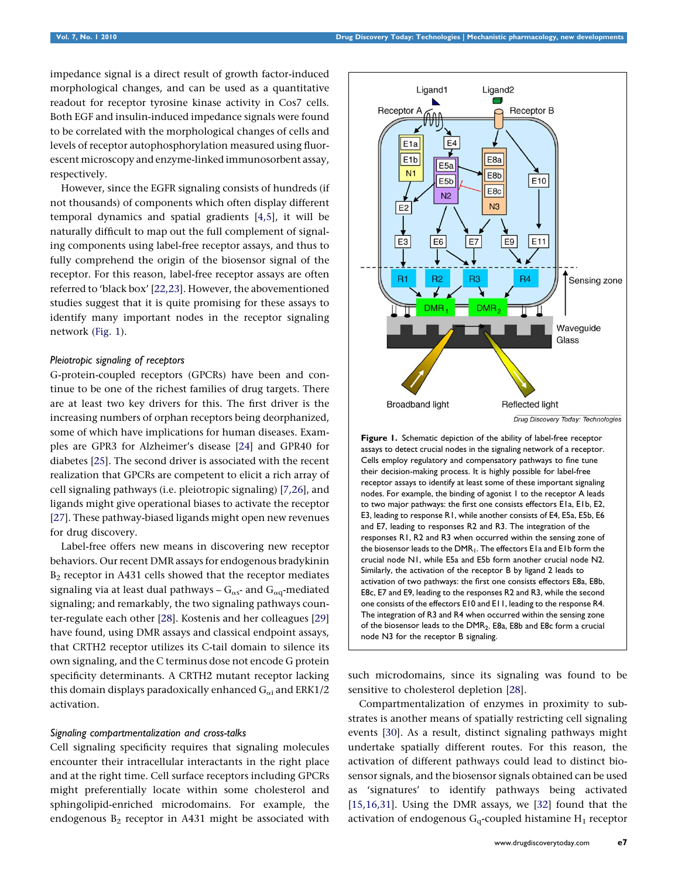impedance signal is a direct result of growth factor-induced morphological changes, and can be used as a quantitative readout for receptor tyrosine kinase activity in Cos7 cells. Both EGF and insulin-induced impedance signals were found to be correlated with the morphological changes of cells and levels of receptor autophosphorylation measured using fluorescent microscopy and enzyme-linked immunosorbent assay, respectively.

However, since the EGFR signaling consists of hundreds (if not thousands) of components which often display different temporal dynamics and spatial gradients [4,5], it will be naturally difficult to map out the full complement of signaling components using label-free receptor assays, and thus to fully comprehend the origin of the biosensor signal of the receptor. For this reason, label-free receptor assays are often referred to 'black box' [22,23]. However, the abovementioned studies suggest that it is quite promising for these assays to identify many important nodes in the receptor signaling network (Fig. 1).

*Pleiotropic signaling of receptors*

G-protein-coupled receptors (GPCRs) have been and continue to be one of the richest families of drug targets. There are at least two key drivers for this. The first driver is the increasing numbers of orphan receptors being deorphanized, some of which have implications for human diseases. Examples are GPR3 for Alzheimer's disease [24] and GPR40 for diabetes [25]. The second driver is associated with the recent realization that GPCRs are competent to elicit a rich array of cell signaling pathways (i.e. pleiotropic signaling) [7,26], and ligands might give operational biases to activate the receptor [27]. These pathway-biased ligands might open new revenues for drug discovery.

Label-free offers new means in discovering new receptor behaviors. Our recent DMR assays for endogenous bradykinin $B_2$ receptor in A431 cells showed that the receptor mediates signaling via at least dual pathways – $G_{\alpha s}$- and $G_{\alpha q}$-mediated signaling; and remarkably, the two signaling pathways counter-regulate each other [28]. Kostenis and her colleagues [29] have found, using DMR assays and classical endpoint assays, that CRTH2 receptor utilizes its C-tail domain to silence its own signaling, and the C terminus dose not encode G protein specificity determinants. A CRTH2 mutant receptor lacking this domain displays paradoxically enhanced $G_{\alpha i}$ and ERK1/2 activation.

*Signaling compartmentalization and cross-talks*

Cell signaling specificity requires that signaling molecules encounter their intracellular interactants in the right place and at the right time. Cell surface receptors including GPCRs might preferentially locate within some cholesterol and sphingolipid-enriched microdomains. For example, the endogenous $B_2$ receptor in A431 might be associated with such microdomains, since its signaling was found to be sensitive to cholesterol depletion [28].

Compartmentalization of enzymes in proximity to substrates is another means of spatially restricting cell signaling events [30]. As a result, distinct signaling pathways might undertake spatially different routes. For this reason, the activation of different pathways could lead to distinct biosensor signals, and the biosensor signals obtained can be used as 'signatures' to identify pathways being activated [15,16,31]. Using the DMR assays, we [32] found that the activation of endogenous $G_q$-coupled histamine $H_1$ receptor

**Figure 1.** Schematic depiction of the ability of label-free receptor assays to detect crucial nodes in the signaling network of a receptor. Cells employ regulatory and compensatory pathways to fine tune their decision-making process. It is highly possible for label-free receptor assays to identify at least some of these important signaling nodes. For example, the binding of agonist 1 to the receptor A leads to two major pathways: the first one consists effectors E1a, E1b, E2, E3, leading to response R1, while another consists of E4, E5a, E5b, E6 and E7, leading to responses R2 and R3. The integration of the responses R1, R2 and R3 when occurred within the sensing zone of the biosensor leads to the $DMR_1$. The effectors E1a and E1b form the crucial node N1, while E5a and E5b form another crucial node N2. Similarly, the activation of the receptor B by ligand 2 leads to activation of two pathways: the first one consists effectors E8a, E8b, E8c, E7 and E9, leading to responses R2 and R3, while the second one consists of the effectors E10 and E11, leading to the response R4. The integration of R3 and R4 when occurred within the sensing zone of the biosensor leads to the $DMR_2$. E8a, E8b and E8c form a crucial node N3 for the receptor B signaling.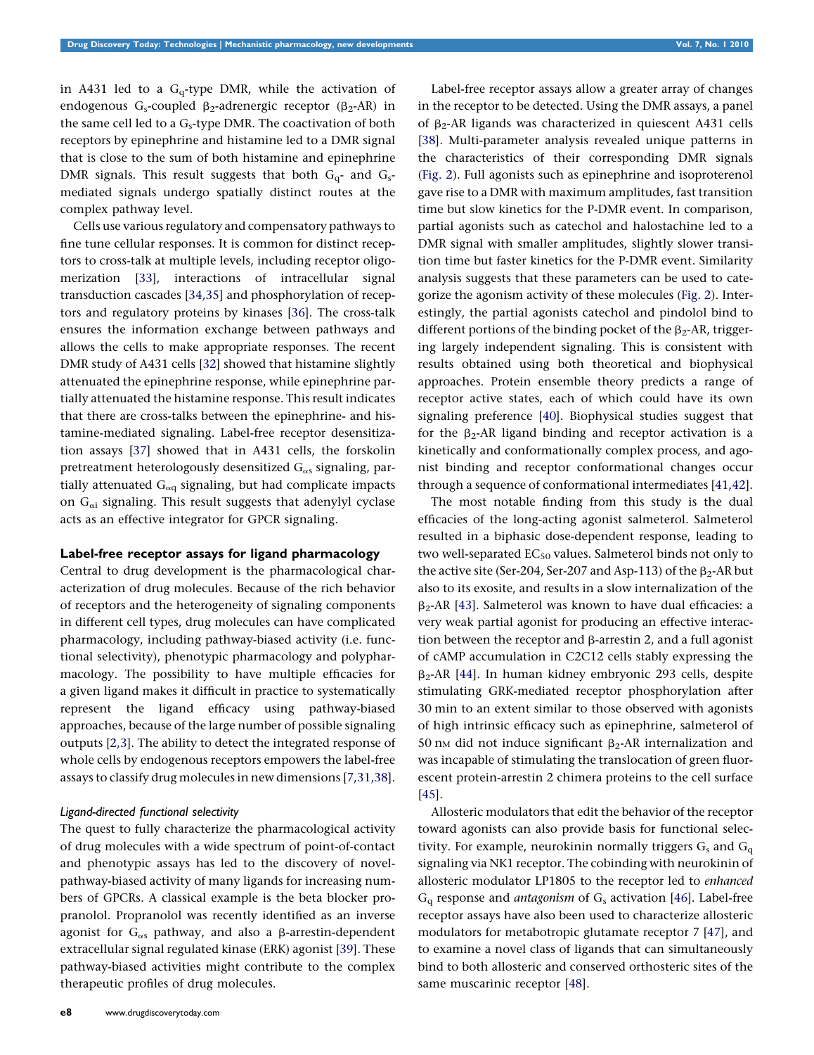in A431 led to a $G_q$-type DMR, while the activation of endogenous $G_s$-coupled $\beta_2$-adrenergic receptor ($\beta_2$-AR) in the same cell led to a $G_s$-type DMR. The coactivation of both receptors by epinephrine and histamine led to a DMR signal that is close to the sum of both histamine and epinephrine DMR signals. This result suggests that both $G_q$- and $G_s$-mediated signals undergo spatially distinct routes at the complex pathway level.

Cells use various regulatory and compensatory pathways to fine tune cellular responses. It is common for distinct receptors to cross-talk at multiple levels, including receptor oligomerization [33], interactions of intracellular signal transduction cascades [34,35] and phosphorylation of receptors and regulatory proteins by kinases [36]. The cross-talk ensures the information exchange between pathways and allows the cells to make appropriate responses. The recent DMR study of A431 cells [32] showed that histamine slightly attenuated the epinephrine response, while epinephrine partially attenuated the histamine response. This result indicates that there are cross-talks between the epinephrine- and histamine-mediated signaling. Label-free receptor desensitization assays [37] showed that in A431 cells, the forskolin pretreatment heterologously desensitized $G_{\alpha s}$ signaling, partially attenuated $G_{\alpha q}$ signaling, but had complicate impacts on $G_{\alpha i}$ signaling. This result suggests that adenylyl cyclase acts as an effective integrator for GPCR signaling.

## Label-free receptor assays for ligand pharmacology

Central to drug development is the pharmacological characterization of drug molecules. Because of the rich behavior of receptors and the heterogeneity of signaling components in different cell types, drug molecules can have complicated pharmacology, including pathway-biased activity (i.e. functional selectivity), phenotypic pharmacology and polypharmacology. The possibility to have multiple efficacies for a given ligand makes it difficult in practice to systematically represent the ligand efficacy using pathway-biased approaches, because of the large number of possible signaling outputs [2,3]. The ability to detect the integrated response of whole cells by endogenous receptors empowers the label-free assays to classify drug molecules in new dimensions [7,31,38].

### *Ligand-directed functional selectivity*

The quest to fully characterize the pharmacological activity of drug molecules with a wide spectrum of point-of-contact and phenotypic assays has led to the discovery of novel-pathway-biased activity of many ligands for increasing numbers of GPCRs. A classical example is the beta blocker propranolol. Propranolol was recently identified as an inverse agonist for $G_{\alpha s}$ pathway, and also a β-arrestin-dependent extracellular signal regulated kinase (ERK) agonist [39]. These pathway-biased activities might contribute to the complex therapeutic profiles of drug molecules.

Label-free receptor assays allow a greater array of changes in the receptor to be detected. Using the DMR assays, a panel of $\beta_2$-AR ligands was characterized in quiescent A431 cells [38]. Multi-parameter analysis revealed unique patterns in the characteristics of their corresponding DMR signals (Fig. 2). Full agonists such as epinephrine and isoproterenol gave rise to a DMR with maximum amplitudes, fast transition time but slow kinetics for the P-DMR event. In comparison, partial agonists such as catechol and halostachine led to a DMR signal with smaller amplitudes, slightly slower transition time but faster kinetics for the P-DMR event. Similarity analysis suggests that these parameters can be used to categorize the agonism activity of these molecules (Fig. 2). Interestingly, the partial agonists catechol and pindolol bind to different portions of the binding pocket of the $\beta_2$-AR, triggering largely independent signaling. This is consistent with results obtained using both theoretical and biophysical approaches. Protein ensemble theory predicts a range of receptor active states, each of which could have its own signaling preference [40]. Biophysical studies suggest that for the $\beta_2$-AR ligand binding and receptor activation is a kinetically and conformationally complex process, and agonist binding and receptor conformational changes occur through a sequence of conformational intermediates [41,42].

The most notable finding from this study is the dual efficacies of the long-acting agonist salmeterol. Salmeterol resulted in a biphasic dose-dependent response, leading to two well-separated $EC_{50}$ values. Salmeterol binds not only to the active site (Ser-204, Ser-207 and Asp-113) of the $\beta_2$-AR but also to its exosite, and results in a slow internalization of the $\beta_2$-AR [43]. Salmeterol was known to have dual efficacies: a very weak partial agonist for producing an effective interaction between the receptor and β-arrestin 2, and a full agonist of cAMP accumulation in C2C12 cells stably expressing the $\beta_2$-AR [44]. In human kidney embryonic 293 cells, despite stimulating GRK-mediated receptor phosphorylation after 30 min to an extent similar to those observed with agonists of high intrinsic efficacy such as epinephrine, salmeterol of 50 nM did not induce significant $\beta_2$-AR internalization and was incapable of stimulating the translocation of green fluorescent protein-arrestin 2 chimera proteins to the cell surface [45].

Allosteric modulators that edit the behavior of the receptor toward agonists can also provide basis for functional selectivity. For example, neurokinin normally triggers $G_s$ and $G_q$ signaling via NK1 receptor. The cobinding with neurokinin of allosteric modulator LP1805 to the receptor led to *enhanced* $G_q$ response and *antagonism* of $G_s$ activation [46]. Label-free receptor assays have also been used to characterize allosteric modulators for metabotropic glutamate receptor 7 [47], and to examine a novel class of ligands that can simultaneously bind to both allosteric and conserved orthosteric sites of the same muscarinic receptor [48].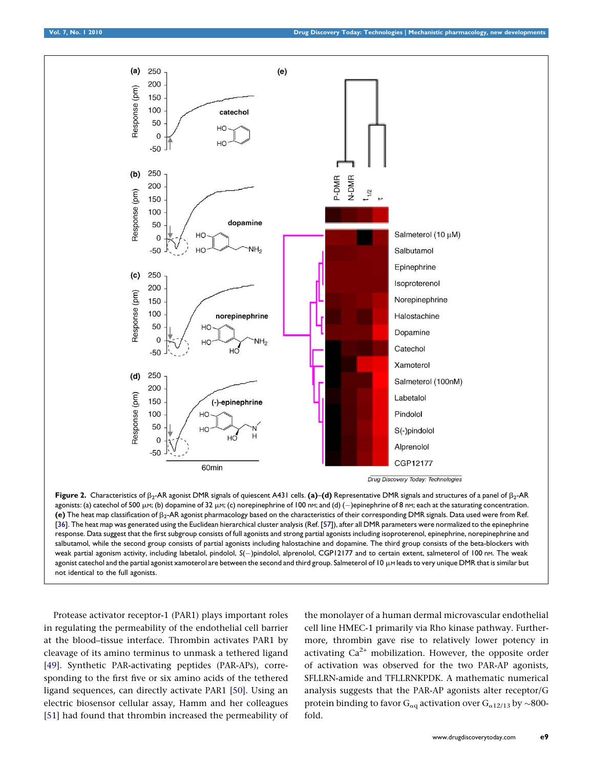**Figure 2.** Characteristics of $\beta_2$-AR agonist DMR signals of quiescent A431 cells. **(a)–(d)** Representative DMR signals and structures of a panel of $\beta_2$-AR agonists: (a) catechol of 500 μM; (b) dopamine of 32 μM; (c) norepinephrine of 100 nM; and (d) (−)epinephrine of 8 nM; each at the saturating concentration. **(e)** The heat map classification of $\beta_2$-AR agonist pharmacology based on the characteristics of their corresponding DMR signals. Data used were from Ref. [36]. The heat map was generated using the Euclidean hierarchical cluster analysis (Ref. [57]), after all DMR parameters were normalized to the epinephrine response. Data suggest that the first subgroup consists of full agonists and strong partial agonists including isoproterenol, epinephrine, norepinephrine and salbutamol, while the second group consists of partial agonists including halostachine and dopamine. The third group consists of the beta-blockers with weak partial agonism activity, including labetalol, pindolol, *S*(−)pindolol, alprenolol, CGP12177 and to certain extent, salmeterol of 100 nM. The weak agonist catechol and the partial agonist xamoterol are between the second and third group. Salmeterol of 10 μM leads to very unique DMR that is similar but not identical to the full agonists.

Protease activator receptor-1 (PAR1) plays important roles in regulating the permeability of the endothelial cell barrier at the blood–tissue interface. Thrombin activates PAR1 by cleavage of its amino terminus to unmask a tethered ligand [49]. Synthetic PAR-activating peptides (PAR-APs), corresponding to the first five or six amino acids of the tethered ligand sequences, can directly activate PAR1 [50]. Using an electric biosensor cellular assay, Hamm and her colleagues [51] had found that thrombin increased the permeability of the monolayer of a human dermal microvascular endothelial cell line HMEC-1 primarily via Rho kinase pathway. Furthermore, thrombin gave rise to relatively lower potency in activating $Ca^{2+}$ mobilization. However, the opposite order of activation was observed for the two PAR-AP agonists, SFLLRN-amide and TFLLRNKPDK. A mathematic numerical analysis suggests that the PAR-AP agonists alter receptor/G protein binding to favor $G_{\alpha q}$ activation over $G_{\alpha 12/13}$ by ~800-fold.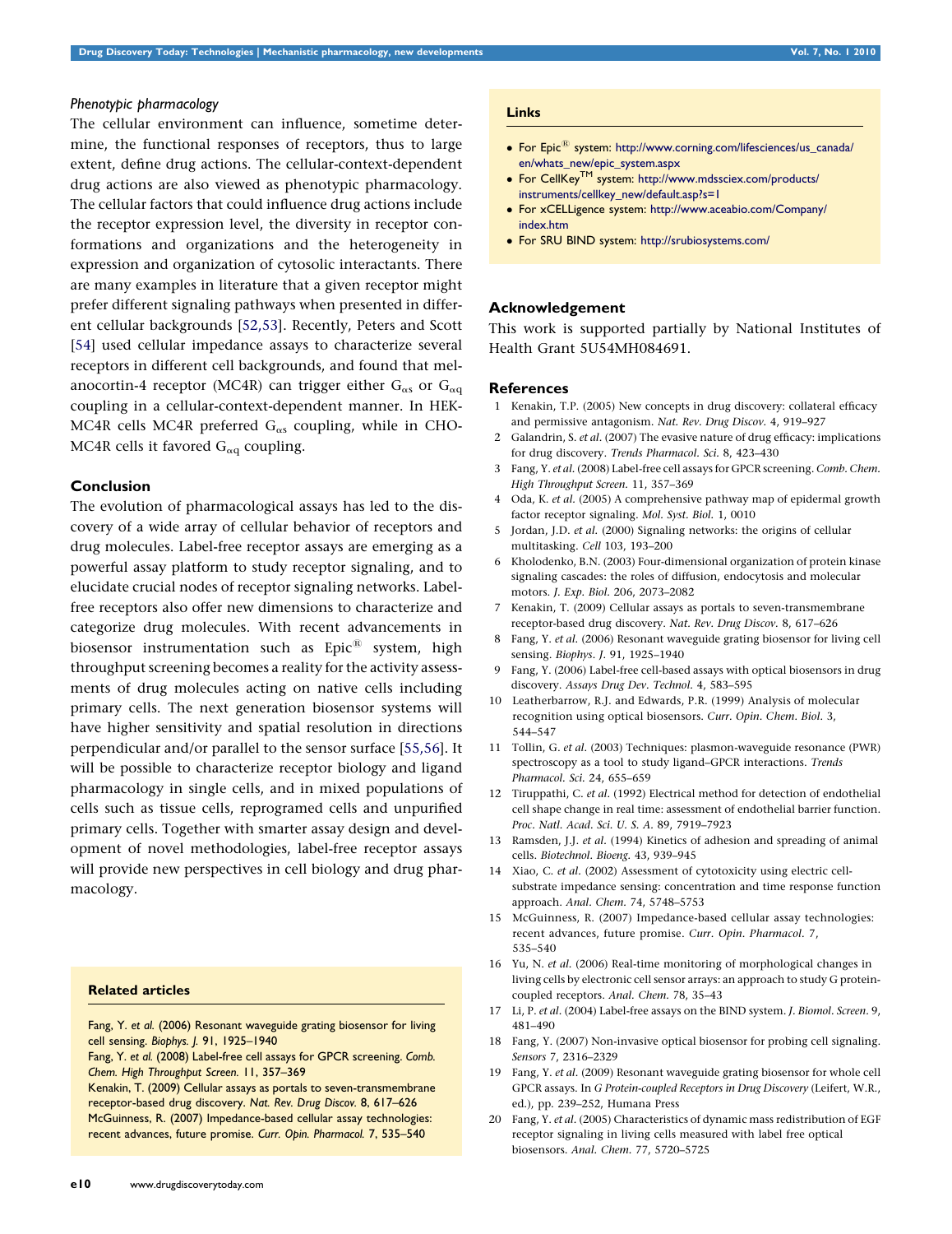### *Phenotypic pharmacology*

The cellular environment can influence, sometime determine, the functional responses of receptors, thus to large extent, define drug actions. The cellular-context-dependent drug actions are also viewed as phenotypic pharmacology. The cellular factors that could influence drug actions include the receptor expression level, the diversity in receptor conformations and organizations and the heterogeneity in expression and organization of cytosolic interactants. There are many examples in literature that a given receptor might prefer different signaling pathways when presented in different cellular backgrounds [52,53]. Recently, Peters and Scott [54] used cellular impedance assays to characterize several receptors in different cell backgrounds, and found that melanocortin-4 receptor (MC4R) can trigger either $G_{\alpha s}$ or $G_{\alpha q}$ coupling in a cellular-context-dependent manner. In HEK-MC4R cells MC4R preferred $G_{\alpha s}$ coupling, while in CHO-MC4R cells it favored $G_{\alpha q}$ coupling.

## Conclusion

The evolution of pharmacological assays has led to the discovery of a wide array of cellular behavior of receptors and drug molecules. Label-free receptor assays are emerging as a powerful assay platform to study receptor signaling, and to elucidate crucial nodes of receptor signaling networks. Label-free receptors also offer new dimensions to characterize and categorize drug molecules. With recent advancements in biosensor instrumentation such as Epic® system, high throughput screening becomes a reality for the activity assessments of drug molecules acting on native cells including primary cells. The next generation biosensor systems will have higher sensitivity and spatial resolution in directions perpendicular and/or parallel to the sensor surface [55,56]. It will be possible to characterize receptor biology and ligand pharmacology in single cells, and in mixed populations of cells such as tissue cells, reprogramed cells and unpurified primary cells. Together with smarter assay design and development of novel methodologies, label-free receptor assays will provide new perspectives in cell biology and drug pharmacology.

### Related articles

Fang, Y. *et al.* (2006) Resonant waveguide grating biosensor for living cell sensing. *Biophys. J.* 91, 1925–1940

Fang, Y. *et al.* (2008) Label-free cell assays for GPCR screening. *Comb. Chem. High Throughput Screen.* 11, 357–369

Kenakin, T. (2009) Cellular assays as portals to seven-transmembrane receptor-based drug discovery. *Nat. Rev. Drug Discov.* 8, 617–626

McGuinness, R. (2007) Impedance-based cellular assay technologies: recent advances, future promise. *Curr. Opin. Pharmacol.* 7, 535–540

### Links

- For Epic® system: http://www.corning.com/lifesciences/us_canada/en/whats_new/epic_system.aspx
- For CellKey™ system: http://www.mdssciex.com/products/instruments/cellkey_new/default.asp?s=1
- For xCELLigence system: http://www.aceabio.com/Company/index.htm
- For SRU BIND system: http://srubiosystems.com/

## Acknowledgement

This work is supported partially by National Institutes of Health Grant 5U54MH084691.

## References

1. Kenakin, T.P. (2005) New concepts in drug discovery: collateral efficacy and permissive antagonism. *Nat. Rev. Drug Discov.* 4, 919–927
2. Galandrin, S. *et al.* (2007) The evasive nature of drug efficacy: implications for drug discovery. *Trends Pharmacol. Sci.* 8, 423–430
3. Fang, Y. *et al.* (2008) Label-free cell assays for GPCR screening. *Comb. Chem. High Throughput Screen.* 11, 357–369
4. Oda, K. *et al.* (2005) A comprehensive pathway map of epidermal growth factor receptor signaling. *Mol. Syst. Biol.* 1, 0010
5. Jordan, J.D. *et al.* (2000) Signaling networks: the origins of cellular multitasking. *Cell* 103, 193–200
6. Kholodenko, B.N. (2003) Four-dimensional organization of protein kinase signaling cascades: the roles of diffusion, endocytosis and molecular motors. *J. Exp. Biol.* 206, 2073–2082
7. Kenakin, T. (2009) Cellular assays as portals to seven-transmembrane receptor-based drug discovery. *Nat. Rev. Drug Discov.* 8, 617–626
8. Fang, Y. *et al.* (2006) Resonant waveguide grating biosensor for living cell sensing. *Biophys. J.* 91, 1925–1940
9. Fang, Y. (2006) Label-free cell-based assays with optical biosensors in drug discovery. *Assays Drug Dev. Technol.* 4, 583–595
10. Leatherbarrow, R.J. and Edwards, P.R. (1999) Analysis of molecular recognition using optical biosensors. *Curr. Opin. Chem. Biol.* 3, 544–547
11. Tollin, G. *et al.* (2003) Techniques: plasmon-waveguide resonance (PWR) spectroscopy as a tool to study ligand–GPCR interactions. *Trends Pharmacol. Sci.* 24, 655–659
12. Tiruppathi, C. *et al.* (1992) Electrical method for detection of endothelial cell shape change in real time: assessment of endothelial barrier function. *Proc. Natl. Acad. Sci. U. S. A.* 89, 7919–7923
13. Ramsden, J.J. *et al.* (1994) Kinetics of adhesion and spreading of animal cells. *Biotechnol. Bioeng.* 43, 939–945
14. Xiao, C. *et al.* (2002) Assessment of cytotoxicity using electric cell-substrate impedance sensing: concentration and time response function approach. *Anal. Chem.* 74, 5748–5753
15. McGuinness, R. (2007) Impedance-based cellular assay technologies: recent advances, future promise. *Curr. Opin. Pharmacol.* 7, 535–540
16. Yu, N. *et al.* (2006) Real-time monitoring of morphological changes in living cells by electronic cell sensor arrays: an approach to study G protein-coupled receptors. *Anal. Chem.* 78, 35–43
17. Li, P. *et al.* (2004) Label-free assays on the BIND system. *J. Biomol. Screen.* 9, 481–490
18. Fang, Y. (2007) Non-invasive optical biosensor for probing cell signaling. *Sensors* 7, 2316–2329
19. Fang, Y. *et al.* (2009) Resonant waveguide grating biosensor for whole cell GPCR assays. In *G Protein-coupled Receptors in Drug Discovery* (Leifert, W.R., ed.), pp. 239–252, Humana Press
20. Fang, Y. *et al.* (2005) Characteristics of dynamic mass redistribution of EGF receptor signaling in living cells measured with label free optical biosensors. *Anal. Chem.* 77, 5720–5725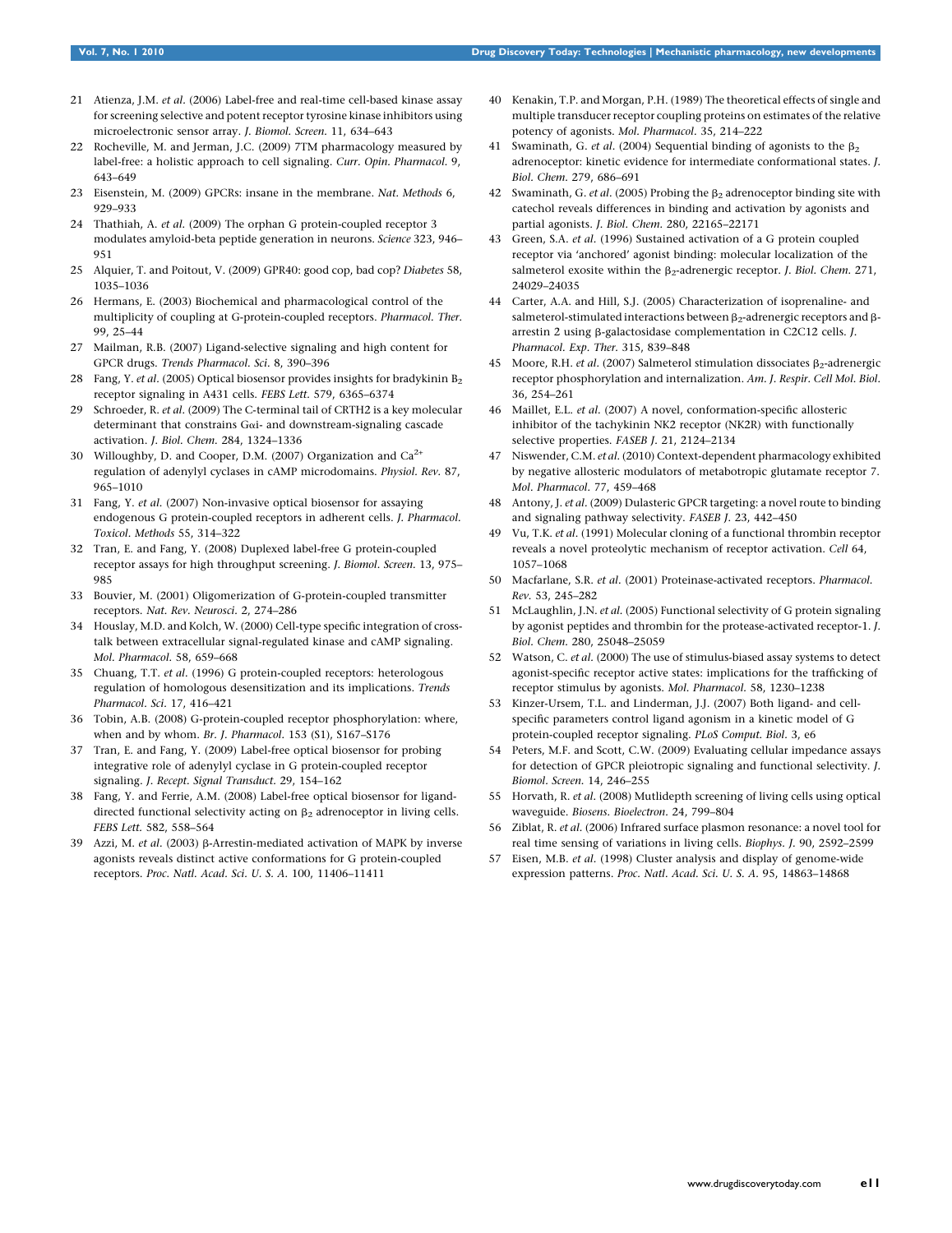21 Atienza, J.M. *et al.* (2006) Label-free and real-time cell-based kinase assay for screening selective and potent receptor tyrosine kinase inhibitors using microelectronic sensor array. *J. Biomol. Screen.* 11, 634–643

22 Rocheville, M. and Jerman, J.C. (2009) 7TM pharmacology measured by label-free: a holistic approach to cell signaling. *Curr. Opin. Pharmacol.* 9, 643–649

23 Eisenstein, M. (2009) GPCRs: insane in the membrane. *Nat. Methods* 6, 929–933

24 Thathiah, A. *et al.* (2009) The orphan G protein-coupled receptor 3 modulates amyloid-beta peptide generation in neurons. *Science* 323, 946–951

25 Alquier, T. and Poitout, V. (2009) GPR40: good cop, bad cop? *Diabetes* 58, 1035–1036

26 Hermans, E. (2003) Biochemical and pharmacological control of the multiplicity of coupling at G-protein-coupled receptors. *Pharmacol. Ther.* 99, 25–44

27 Mailman, R.B. (2007) Ligand-selective signaling and high content for GPCR drugs. *Trends Pharmacol. Sci.* 8, 390–396

28 Fang, Y. *et al.* (2005) Optical biosensor provides insights for bradykinin $B_2$ receptor signaling in A431 cells. *FEBS Lett.* 579, 6365–6374

29 Schroeder, R. *et al.* (2009) The C-terminal tail of CRTH2 is a key molecular determinant that constrains Gαi- and downstream-signaling cascade activation. *J. Biol. Chem.* 284, 1324–1336

30 Willoughby, D. and Cooper, D.M. (2007) Organization and $Ca^{2+}$ regulation of adenylyl cyclases in cAMP microdomains. *Physiol. Rev.* 87, 965–1010

31 Fang, Y. *et al.* (2007) Non-invasive optical biosensor for assaying endogenous G protein-coupled receptors in adherent cells. *J. Pharmacol. Toxicol. Methods* 55, 314–322

32 Tran, E. and Fang, Y. (2008) Duplexed label-free G protein-coupled receptor assays for high throughput screening. *J. Biomol. Screen.* 13, 975–985

33 Bouvier, M. (2001) Oligomerization of G-protein-coupled transmitter receptors. *Nat. Rev. Neurosci.* 2, 274–286

34 Houslay, M.D. and Kolch, W. (2000) Cell-type specific integration of cross-talk between extracellular signal-regulated kinase and cAMP signaling. *Mol. Pharmacol.* 58, 659–668

35 Chuang, T.T. *et al.* (1996) G protein-coupled receptors: heterologous regulation of homologous desensitization and its implications. *Trends Pharmacol. Sci.* 17, 416–421

36 Tobin, A.B. (2008) G-protein-coupled receptor phosphorylation: where, when and by whom. *Br. J. Pharmacol.* 153 (S1), S167–S176

37 Tran, E. and Fang, Y. (2009) Label-free optical biosensor for probing integrative role of adenylyl cyclase in G protein-coupled receptor signaling. *J. Recept. Signal Transduct.* 29, 154–162

38 Fang, Y. and Ferrie, A.M. (2008) Label-free optical biosensor for ligand-directed functional selectivity acting on $\beta_2$ adrenoceptor in living cells. *FEBS Lett.* 582, 558–564

39 Azzi, M. *et al.* (2003) β-Arrestin-mediated activation of MAPK by inverse agonists reveals distinct active conformations for G protein-coupled receptors. *Proc. Natl. Acad. Sci. U. S. A.* 100, 11406–11411

40 Kenakin, T.P. and Morgan, P.H. (1989) The theoretical effects of single and multiple transducer receptor coupling proteins on estimates of the relative potency of agonists. *Mol. Pharmacol.* 35, 214–222

41 Swaminath, G. *et al.* (2004) Sequential binding of agonists to the $\beta_2$ adrenoceptor: kinetic evidence for intermediate conformational states. *J. Biol. Chem.* 279, 686–691

42 Swaminath, G. *et al.* (2005) Probing the $\beta_2$ adrenoceptor binding site with catechol reveals differences in binding and activation by agonists and partial agonists. *J. Biol. Chem.* 280, 22165–22171

43 Green, S.A. *et al.* (1996) Sustained activation of a G protein coupled receptor via 'anchored' agonist binding: molecular localization of the salmeterol exosite within the $\beta_2$-adrenergic receptor. *J. Biol. Chem.* 271, 24029–24035

44 Carter, A.A. and Hill, S.J. (2005) Characterization of isoprenaline- and salmeterol-stimulated interactions between $\beta_2$-adrenergic receptors and β-arrestin 2 using β-galactosidase complementation in C2C12 cells. *J. Pharmacol. Exp. Ther.* 315, 839–848

45 Moore, R.H. *et al.* (2007) Salmeterol stimulation dissociates $\beta_2$-adrenergic receptor phosphorylation and internalization. *Am. J. Respir. Cell Mol. Biol.* 36, 254–261

46 Maillet, E.L. *et al.* (2007) A novel, conformation-specific allosteric inhibitor of the tachykinin NK2 receptor (NK2R) with functionally selective properties. *FASEB J.* 21, 2124–2134

47 Niswender, C.M. *et al.* (2010) Context-dependent pharmacology exhibited by negative allosteric modulators of metabotropic glutamate receptor 7. *Mol. Pharmacol.* 77, 459–468

48 Antony, J. *et al.* (2009) Dualsteric GPCR targeting: a novel route to binding and signaling pathway selectivity. *FASEB J.* 23, 442–450

49 Vu, T.K. *et al.* (1991) Molecular cloning of a functional thrombin receptor reveals a novel proteolytic mechanism of receptor activation. *Cell* 64, 1057–1068

50 Macfarlane, S.R. *et al.* (2001) Proteinase-activated receptors. *Pharmacol. Rev.* 53, 245–282

51 McLaughlin, J.N. *et al.* (2005) Functional selectivity of G protein signaling by agonist peptides and thrombin for the protease-activated receptor-1. *J. Biol. Chem.* 280, 25048–25059

52 Watson, C. *et al.* (2000) The use of stimulus-biased assay systems to detect agonist-specific receptor active states: implications for the trafficking of receptor stimulus by agonists. *Mol. Pharmacol.* 58, 1230–1238

53 Kinzer-Ursem, T.L. and Linderman, J.J. (2007) Both ligand- and cell-specific parameters control ligand agonism in a kinetic model of G protein-coupled receptor signaling. *PLoS Comput. Biol.* 3, e6

54 Peters, M.F. and Scott, C.W. (2009) Evaluating cellular impedance assays for detection of GPCR pleiotropic signaling and functional selectivity. *J. Biomol. Screen.* 14, 246–255

55 Horvath, R. *et al.* (2008) Mutlidepth screening of living cells using optical waveguide. *Biosens. Bioelectron.* 24, 799–804

56 Ziblat, R. *et al.* (2006) Infrared surface plasmon resonance: a novel tool for real time sensing of variations in living cells. *Biophys. J.* 90, 2592–2599

57 Eisen, M.B. *et al.* (1998) Cluster analysis and display of genome-wide expression patterns. *Proc. Natl. Acad. Sci. U. S. A.* 95, 14863–14868